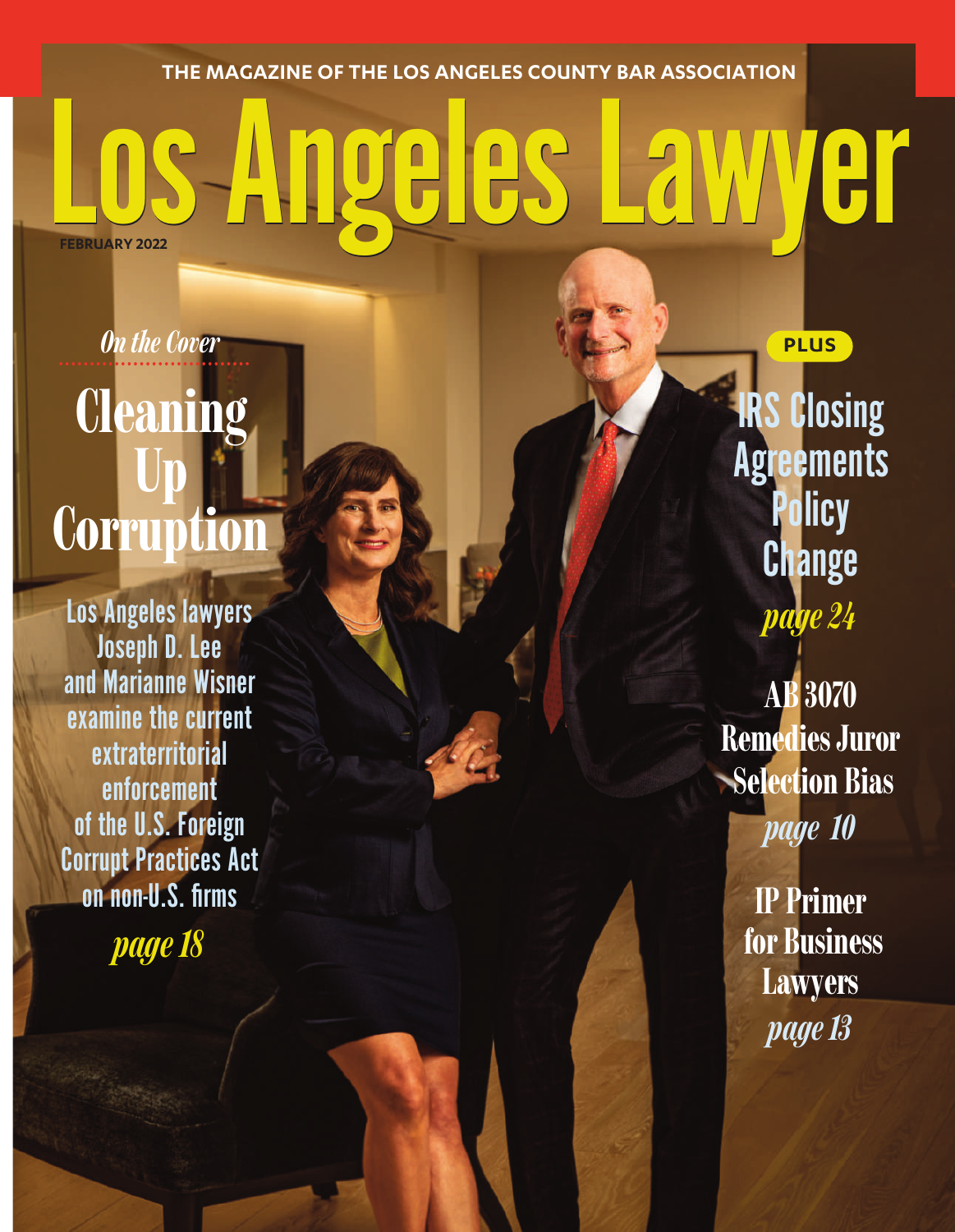THE MAGAZINE OF THE LOS ANGELES COUNTY BAR ASSOCIATION

# Los Angeles Lawyer

FEBRUARY 2022

*On the Cover*

## Cleaning Up Corruption

Los Angeles lawyers Joseph D. Lee and Marianne Wisner examine the current extraterritorial enforcement of the U.S. Foreign Corrupt Practices Act on non-U.S. firms

*page 18*

**PLUS**

## IRS Closing Agreements Policy Change

*page 24*

## AB 3070 Remedies Juror Selection Bias

*page 10*

## IP Primer for Business Lawyers

*page 13*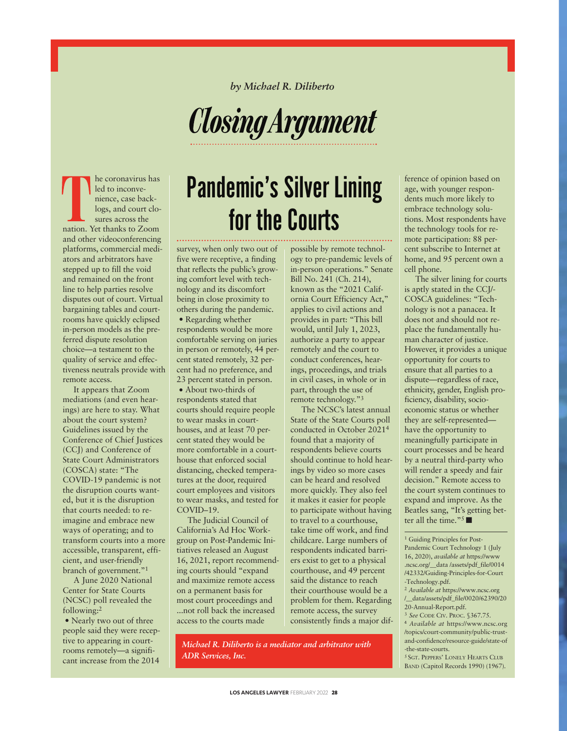*by Michael R. Diliberto*

# Closing Argument

## Pandemic's Silver Lining for the Courts

The coronavirus has led to inconvenience, case backlogs, and court closures across the nation. Yet thanks to Zoom and other videoconferencing platforms, commercial mediators and arbitrators have stepped up to fill the void and remained on the front line to help parties resolve disputes out of court. Virtual bargaining tables and courtrooms have quickly eclipsed in-person models as the preferred dispute resolution choice—a testament to the quality of service and effectiveness neutrals provide with remote access.

It appears that Zoom mediations (and even hearings) are here to stay. What about the court system? Guidelines issued by the Conference of Chief Justices (CCJ) and Conference of State Court Administrators (COSCA) state: "The COVID-19 pandemic is not the disruption courts wanted, but it is the disruption that courts needed: to reimagine and embrace new ways of operating; and to transform courts into a more accessible, transparent, efficient, and user-friendly branch of government."[1]

A June 2020 National Center for State Courts (NCSC) poll revealed the following:[2]

- Nearly two out of three people said they were receptive to appearing in courtrooms remotely—a significant increase from the 2014 survey, when only two out of five were receptive, a finding that reflects the public's growing comfort level with technology and its discomfort being in close proximity to others during the pandemic.
- Regarding whether respondents would be more comfortable serving on juries in person or remotely, 44 percent stated remotely, 32 percent had no preference, and 23 percent stated in person.
- About two-thirds of respondents stated that courts should require people to wear masks in courthouses, and at least 70 percent stated they would be more comfortable in a courthouse that enforced social distancing, checked temperatures at the door, required court employees and visitors to wear masks, and tested for COVID–19.

The Judicial Council of California's Ad Hoc Workgroup on Post-Pandemic Initiatives released an August 16, 2021, report recommending courts should "expand and maximize remote access on a permanent basis for most court proceedings and ...not roll back the increased access to the courts made possible by remote technology to pre-pandemic levels of in-person operations." Senate Bill No. 241 (Ch. 214), known as the "2021 California Court Efficiency Act," applies to civil actions and provides in part: "This bill would, until July 1, 2023, authorize a party to appear remotely and the court to conduct conferences, hearings, proceedings, and trials in civil cases, in whole or in part, through the use of remote technology."[3]

The NCSC's latest annual State of the State Courts poll conducted in October 2021[4] found that a majority of respondents believe courts should continue to hold hearings by video so more cases can be heard and resolved more quickly. They also feel it makes it easier for people to participate without having to travel to a courthouse, take time off work, and find childcare. Large numbers of respondents indicated barriers exist to get to a physical courthouse, and 49 percent said the distance to reach their courthouse would be a problem for them. Regarding remote access, the survey consistently finds a major difference of opinion based on age, with younger respondents much more likely to embrace technology solutions. Most respondents have the technology tools for remote participation: 88 percent subscribe to Internet at home, and 95 percent own a cell phone.

The silver lining for courts is aptly stated in the CCJ/COSCA guidelines: "Technology is not a panacea. It does not and should not replace the fundamentally human character of justice. However, it provides a unique opportunity for courts to ensure that all parties to a dispute—regardless of race, ethnicity, gender, English proficiency, disability, socioeconomic status or whether they are self-represented—have the opportunity to meaningfully participate in court processes and be heard by a neutral third-party who will render a speedy and fair decision." Remote access to the court system continues to expand and improve. As the Beatles sang, "It's getting better all the time."[5] ■

*Michael R. Diliberto is a mediator and arbitrator with ADR Services, Inc.*

---

[1] Guiding Principles for Post-Pandemic Court Technology 1 (July 16, 2020), *available at* https://www.ncsc.org/__data/assets/pdf_file/0014/42332/Guiding-Principles-for-Court-Technology.pdf.

[2] *Available at* https://www.ncsc.org/__data/assets/pdf_file/0020/62390/2020-Annual-Report.pdf.

[3] *See* CODE CIV. PROC. §367.75.

[4] *Available at* https://www.ncsc.org/topics/court-community/public-trust-and-confidence/resource-guide/state-of-the-state-courts.

[5] SGT. PEPPERS' LONELY HEARTS CLUB BAND (Capitol Records 1990) (1967).